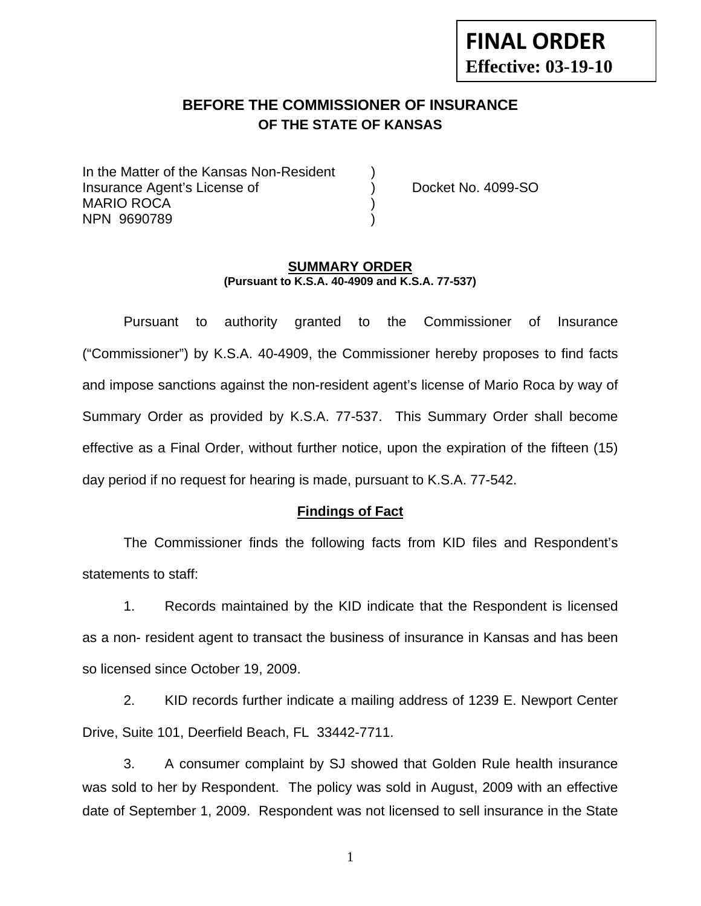**FINAL ORDER**
**Effective: 03-19-10**

## BEFORE THE COMMISSIONER OF INSURANCE
## OF THE STATE OF KANSAS

In the Matter of the Kansas Non-Resident )
Insurance Agent's License of ) Docket No. 4099-SO
MARIO ROCA )
NPN 9690789 )

### SUMMARY ORDER
**(Pursuant to K.S.A. 40-4909 and K.S.A. 77-537)**

Pursuant to authority granted to the Commissioner of Insurance ("Commissioner") by K.S.A. 40-4909, the Commissioner hereby proposes to find facts and impose sanctions against the non-resident agent's license of Mario Roca by way of Summary Order as provided by K.S.A. 77-537. This Summary Order shall become effective as a Final Order, without further notice, upon the expiration of the fifteen (15) day period if no request for hearing is made, pursuant to K.S.A. 77-542.

### Findings of Fact

The Commissioner finds the following facts from KID files and Respondent's statements to staff:

1. Records maintained by the KID indicate that the Respondent is licensed as a non- resident agent to transact the business of insurance in Kansas and has been so licensed since October 19, 2009.

2. KID records further indicate a mailing address of 1239 E. Newport Center Drive, Suite 101, Deerfield Beach, FL 33442-7711.

3. A consumer complaint by SJ showed that Golden Rule health insurance was sold to her by Respondent. The policy was sold in August, 2009 with an effective date of September 1, 2009. Respondent was not licensed to sell insurance in the State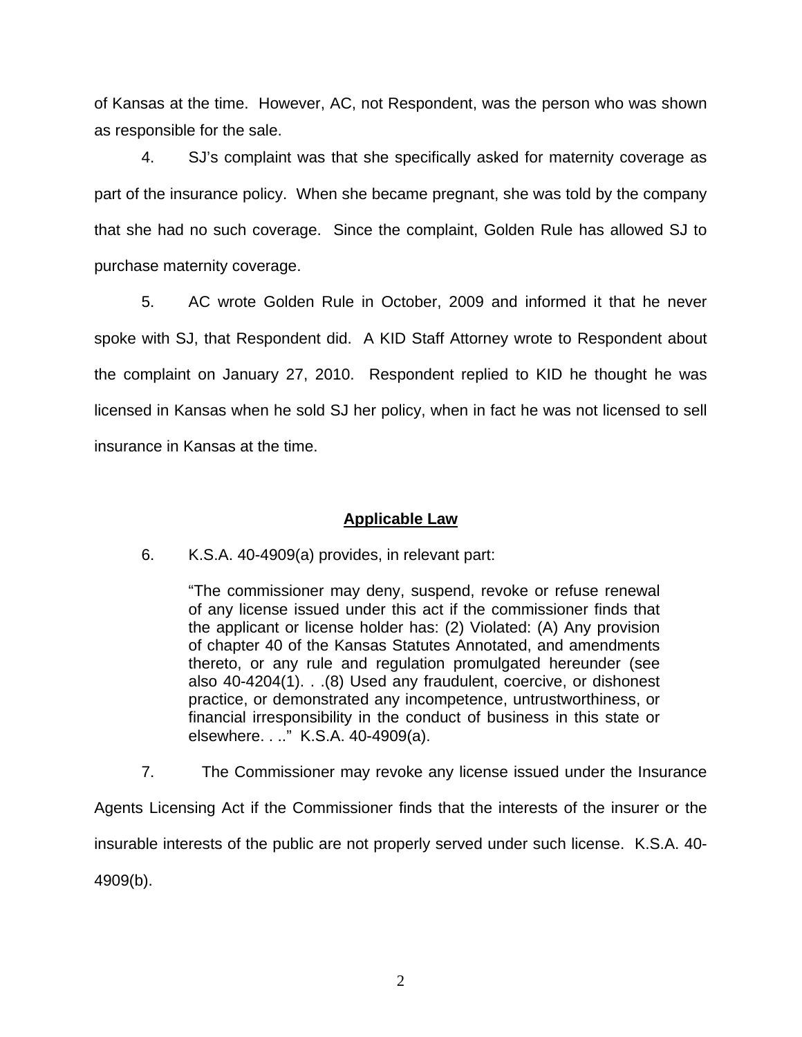of Kansas at the time. However, AC, not Respondent, was the person who was shown as responsible for the sale.

4. SJ's complaint was that she specifically asked for maternity coverage as part of the insurance policy. When she became pregnant, she was told by the company that she had no such coverage. Since the complaint, Golden Rule has allowed SJ to purchase maternity coverage.

5. AC wrote Golden Rule in October, 2009 and informed it that he never spoke with SJ, that Respondent did. A KID Staff Attorney wrote to Respondent about the complaint on January 27, 2010. Respondent replied to KID he thought he was licensed in Kansas when he sold SJ her policy, when in fact he was not licensed to sell insurance in Kansas at the time.

## Applicable Law

6. K.S.A. 40-4909(a) provides, in relevant part:

> "The commissioner may deny, suspend, revoke or refuse renewal of any license issued under this act if the commissioner finds that the applicant or license holder has: (2) Violated: (A) Any provision of chapter 40 of the Kansas Statutes Annotated, and amendments thereto, or any rule and regulation promulgated hereunder (see also 40-4204(1). . .(8) Used any fraudulent, coercive, or dishonest practice, or demonstrated any incompetence, untrustworthiness, or financial irresponsibility in the conduct of business in this state or elsewhere. . .." K.S.A. 40-4909(a).

7. The Commissioner may revoke any license issued under the Insurance Agents Licensing Act if the Commissioner finds that the interests of the insurer or the insurable interests of the public are not properly served under such license. K.S.A. 40-4909(b).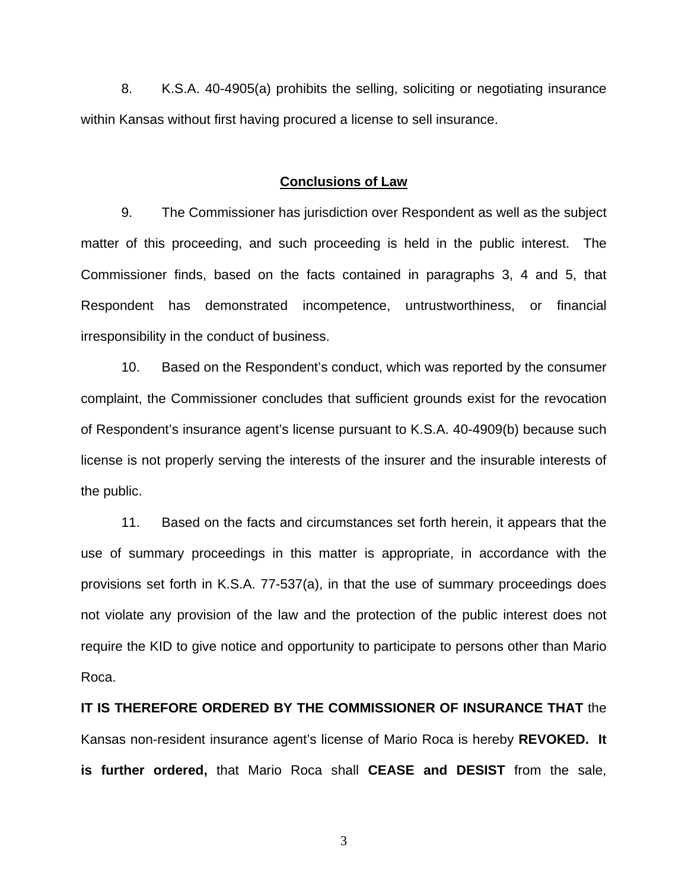8. K.S.A. 40-4905(a) prohibits the selling, soliciting or negotiating insurance within Kansas without first having procured a license to sell insurance.

## Conclusions of Law

9. The Commissioner has jurisdiction over Respondent as well as the subject matter of this proceeding, and such proceeding is held in the public interest. The Commissioner finds, based on the facts contained in paragraphs 3, 4 and 5, that Respondent has demonstrated incompetence, untrustworthiness, or financial irresponsibility in the conduct of business.

10. Based on the Respondent's conduct, which was reported by the consumer complaint, the Commissioner concludes that sufficient grounds exist for the revocation of Respondent's insurance agent's license pursuant to K.S.A. 40-4909(b) because such license is not properly serving the interests of the insurer and the insurable interests of the public.

11. Based on the facts and circumstances set forth herein, it appears that the use of summary proceedings in this matter is appropriate, in accordance with the provisions set forth in K.S.A. 77-537(a), in that the use of summary proceedings does not violate any provision of the law and the protection of the public interest does not require the KID to give notice and opportunity to participate to persons other than Mario Roca.

**IT IS THEREFORE ORDERED BY THE COMMISSIONER OF INSURANCE THAT** the Kansas non-resident insurance agent's license of Mario Roca is hereby **REVOKED. It is further ordered,** that Mario Roca shall **CEASE and DESIST** from the sale,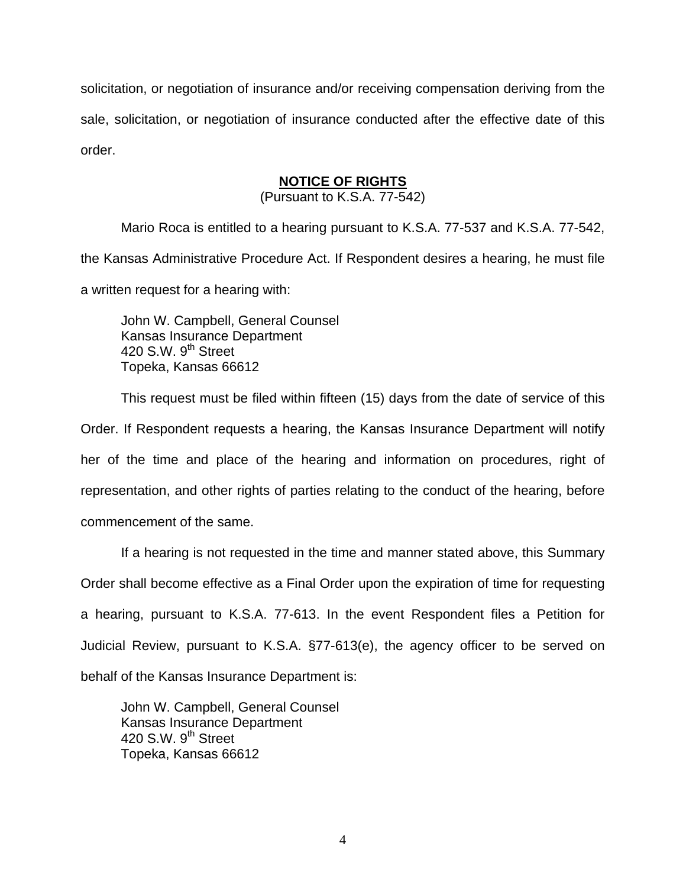solicitation, or negotiation of insurance and/or receiving compensation deriving from the sale, solicitation, or negotiation of insurance conducted after the effective date of this order.

**NOTICE OF RIGHTS**

(Pursuant to K.S.A. 77-542)

Mario Roca is entitled to a hearing pursuant to K.S.A. 77-537 and K.S.A. 77-542, the Kansas Administrative Procedure Act. If Respondent desires a hearing, he must file a written request for a hearing with:

John W. Campbell, General Counsel
Kansas Insurance Department
420 S.W. 9th Street
Topeka, Kansas 66612

This request must be filed within fifteen (15) days from the date of service of this Order. If Respondent requests a hearing, the Kansas Insurance Department will notify her of the time and place of the hearing and information on procedures, right of representation, and other rights of parties relating to the conduct of the hearing, before commencement of the same.

If a hearing is not requested in the time and manner stated above, this Summary Order shall become effective as a Final Order upon the expiration of time for requesting a hearing, pursuant to K.S.A. 77-613. In the event Respondent files a Petition for Judicial Review, pursuant to K.S.A. §77-613(e), the agency officer to be served on behalf of the Kansas Insurance Department is:

John W. Campbell, General Counsel
Kansas Insurance Department
420 S.W. 9th Street
Topeka, Kansas 66612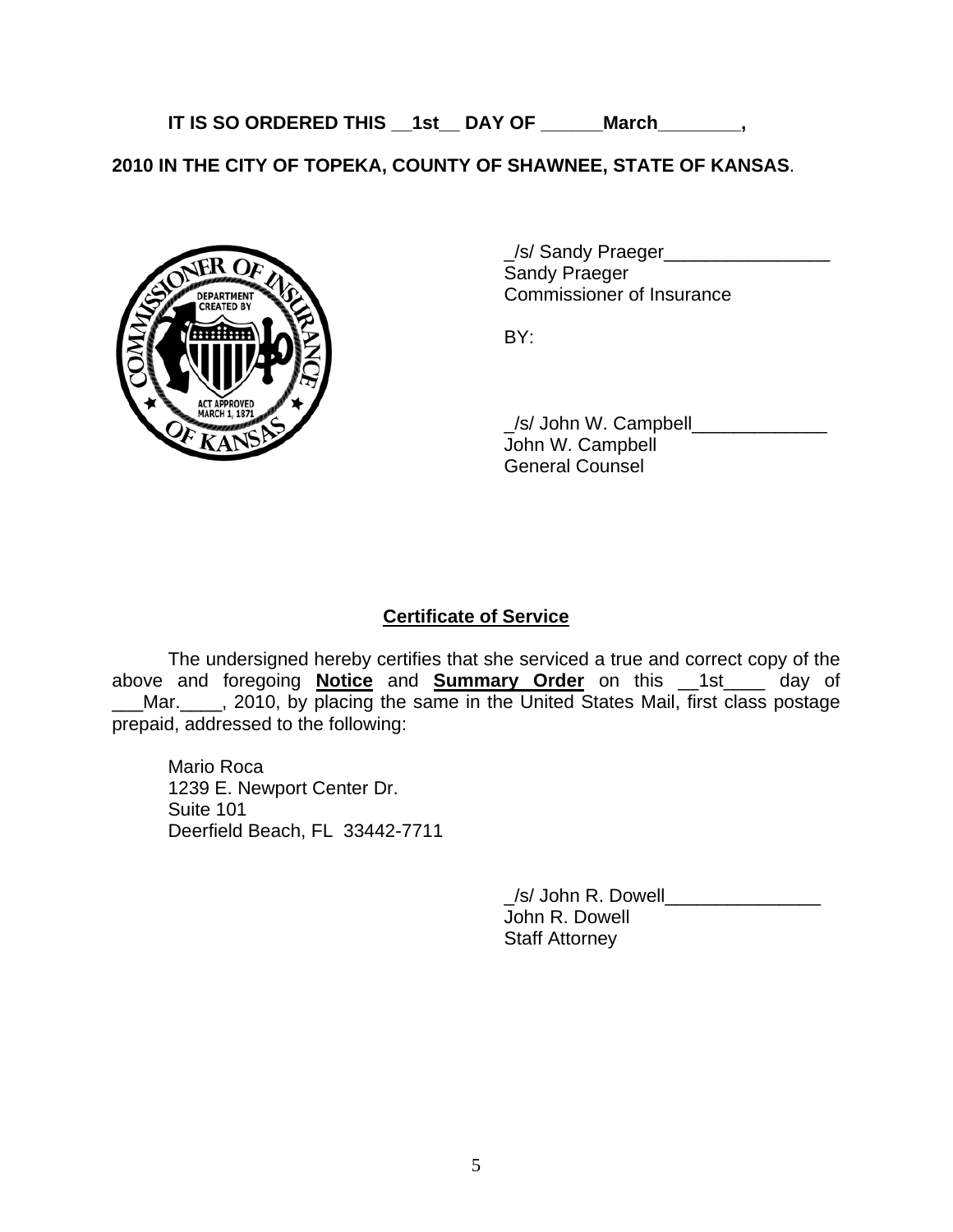**IT IS SO ORDERED THIS __1st__ DAY OF ______March________,**

**2010 IN THE CITY OF TOPEKA, COUNTY OF SHAWNEE, STATE OF KANSAS**.

_/s/ Sandy Praeger________________
Sandy Praeger
Commissioner of Insurance

BY:

_/s/ John W. Campbell_____________
John W. Campbell
General Counsel

## Certificate of Service

The undersigned hereby certifies that she serviced a true and correct copy of the above and foregoing **Notice** and **Summary Order** on this __1st____ day of ___Mar.____, 2010, by placing the same in the United States Mail, first class postage prepaid, addressed to the following:

Mario Roca
1239 E. Newport Center Dr.
Suite 101
Deerfield Beach, FL 33442-7711

_/s/ John R. Dowell_______________
John R. Dowell
Staff Attorney